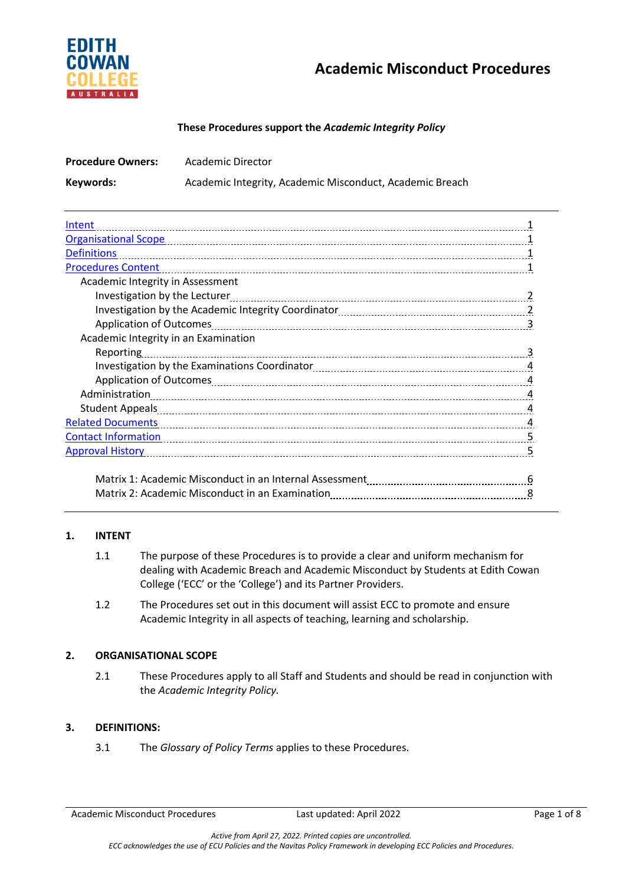EDITH COWAN COLLEGE AUSTRALIA

# Academic Misconduct Procedures

**These Procedures support the *Academic Integrity Policy***

| | |
|---|---|
| **Procedure Owners:** | Academic Director |
| **Keywords:** | Academic Integrity, Academic Misconduct, Academic Breach |

- Intent ........ 1
- Organisational Scope ........ 1
- Definitions ........ 1
- Procedures Content ........ 1
  - Academic Integrity in Assessment
    - Investigation by the Lecturer ........ 2
    - Investigation by the Academic Integrity Coordinator ........ 2
    - Application of Outcomes ........ 3
  - Academic Integrity in an Examination
    - Reporting ........ 3
    - Investigation by the Examinations Coordinator ........ 4
    - Application of Outcomes ........ 4
  - Administration ........ 4
  - Student Appeals ........ 4
- Related Documents ........ 4
- Contact Information ........ 5
- Approval History ........ 5

Matrix 1: Academic Misconduct in an Internal Assessment ........ 6
Matrix 2: Academic Misconduct in an Examination ........ 8

## 1. INTENT

1.1 The purpose of these Procedures is to provide a clear and uniform mechanism for dealing with Academic Breach and Academic Misconduct by Students at Edith Cowan College ('ECC' or the 'College') and its Partner Providers.

1.2 The Procedures set out in this document will assist ECC to promote and ensure Academic Integrity in all aspects of teaching, learning and scholarship.

## 2. ORGANISATIONAL SCOPE

2.1 These Procedures apply to all Staff and Students and should be read in conjunction with the *Academic Integrity Policy.*

## 3. DEFINITIONS:

3.1 The *Glossary of Policy Terms* applies to these Procedures.

*Active from April 27, 2022. Printed copies are uncontrolled.*
*ECC acknowledges the use of ECU Policies and the Navitas Policy Framework in developing ECC Policies and Procedures.*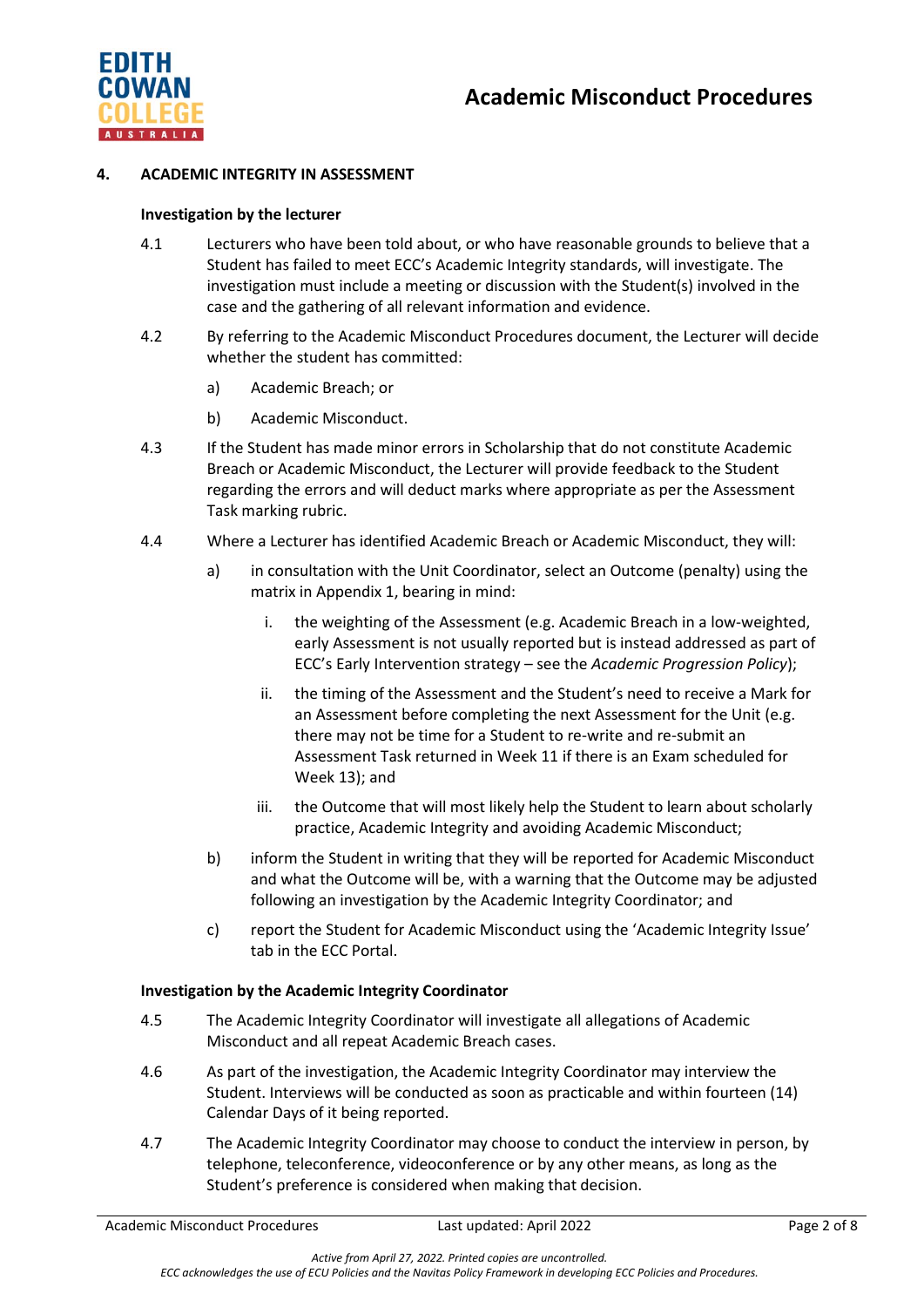## 4. ACADEMIC INTEGRITY IN ASSESSMENT

### Investigation by the lecturer

4.1 Lecturers who have been told about, or who have reasonable grounds to believe that a Student has failed to meet ECC's Academic Integrity standards, will investigate. The investigation must include a meeting or discussion with the Student(s) involved in the case and the gathering of all relevant information and evidence.

4.2 By referring to the Academic Misconduct Procedures document, the Lecturer will decide whether the student has committed:

- a) Academic Breach; or
- b) Academic Misconduct.

4.3 If the Student has made minor errors in Scholarship that do not constitute Academic Breach or Academic Misconduct, the Lecturer will provide feedback to the Student regarding the errors and will deduct marks where appropriate as per the Assessment Task marking rubric.

4.4 Where a Lecturer has identified Academic Breach or Academic Misconduct, they will:

- a) in consultation with the Unit Coordinator, select an Outcome (penalty) using the matrix in Appendix 1, bearing in mind:
  - i. the weighting of the Assessment (e.g. Academic Breach in a low-weighted, early Assessment is not usually reported but is instead addressed as part of ECC's Early Intervention strategy – see the *Academic Progression Policy*);
  - ii. the timing of the Assessment and the Student's need to receive a Mark for an Assessment before completing the next Assessment for the Unit (e.g. there may not be time for a Student to re-write and re-submit an Assessment Task returned in Week 11 if there is an Exam scheduled for Week 13); and
  - iii. the Outcome that will most likely help the Student to learn about scholarly practice, Academic Integrity and avoiding Academic Misconduct;
- b) inform the Student in writing that they will be reported for Academic Misconduct and what the Outcome will be, with a warning that the Outcome may be adjusted following an investigation by the Academic Integrity Coordinator; and
- c) report the Student for Academic Misconduct using the 'Academic Integrity Issue' tab in the ECC Portal.

### Investigation by the Academic Integrity Coordinator

4.5 The Academic Integrity Coordinator will investigate all allegations of Academic Misconduct and all repeat Academic Breach cases.

4.6 As part of the investigation, the Academic Integrity Coordinator may interview the Student. Interviews will be conducted as soon as practicable and within fourteen (14) Calendar Days of it being reported.

4.7 The Academic Integrity Coordinator may choose to conduct the interview in person, by telephone, teleconference, videoconference or by any other means, as long as the Student's preference is considered when making that decision.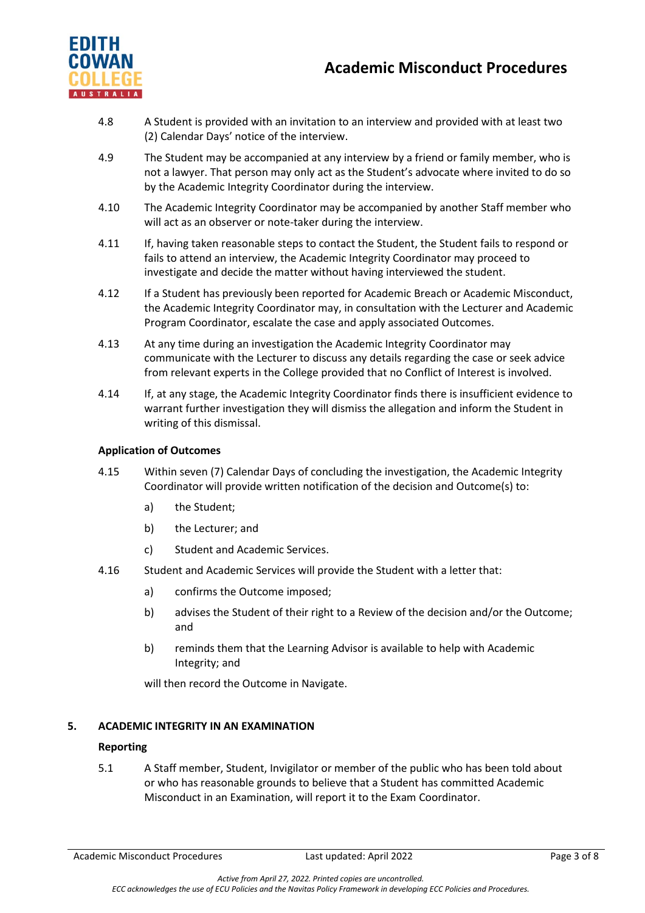4.8 A Student is provided with an invitation to an interview and provided with at least two (2) Calendar Days' notice of the interview.

4.9 The Student may be accompanied at any interview by a friend or family member, who is not a lawyer. That person may only act as the Student's advocate where invited to do so by the Academic Integrity Coordinator during the interview.

4.10 The Academic Integrity Coordinator may be accompanied by another Staff member who will act as an observer or note-taker during the interview.

4.11 If, having taken reasonable steps to contact the Student, the Student fails to respond or fails to attend an interview, the Academic Integrity Coordinator may proceed to investigate and decide the matter without having interviewed the student.

4.12 If a Student has previously been reported for Academic Breach or Academic Misconduct, the Academic Integrity Coordinator may, in consultation with the Lecturer and Academic Program Coordinator, escalate the case and apply associated Outcomes.

4.13 At any time during an investigation the Academic Integrity Coordinator may communicate with the Lecturer to discuss any details regarding the case or seek advice from relevant experts in the College provided that no Conflict of Interest is involved.

4.14 If, at any stage, the Academic Integrity Coordinator finds there is insufficient evidence to warrant further investigation they will dismiss the allegation and inform the Student in writing of this dismissal.

**Application of Outcomes**

4.15 Within seven (7) Calendar Days of concluding the investigation, the Academic Integrity Coordinator will provide written notification of the decision and Outcome(s) to:

- a) the Student;
- b) the Lecturer; and
- c) Student and Academic Services.

4.16 Student and Academic Services will provide the Student with a letter that:

- a) confirms the Outcome imposed;
- b) advises the Student of their right to a Review of the decision and/or the Outcome; and
- b) reminds them that the Learning Advisor is available to help with Academic Integrity; and

will then record the Outcome in Navigate.

## 5. ACADEMIC INTEGRITY IN AN EXAMINATION

**Reporting**

5.1 A Staff member, Student, Invigilator or member of the public who has been told about or who has reasonable grounds to believe that a Student has committed Academic Misconduct in an Examination, will report it to the Exam Coordinator.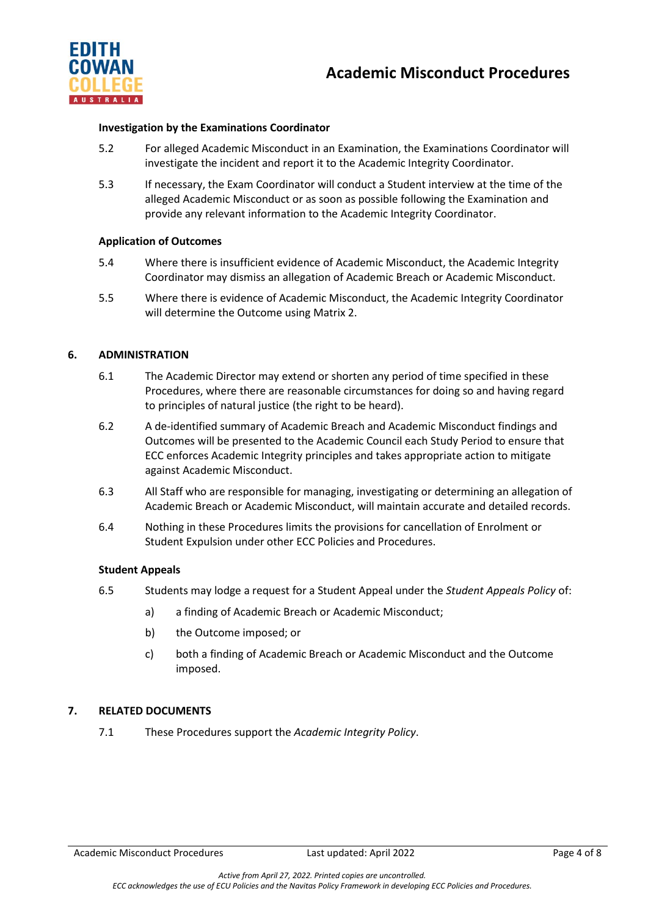**Investigation by the Examinations Coordinator**

5.2 For alleged Academic Misconduct in an Examination, the Examinations Coordinator will investigate the incident and report it to the Academic Integrity Coordinator.

5.3 If necessary, the Exam Coordinator will conduct a Student interview at the time of the alleged Academic Misconduct or as soon as possible following the Examination and provide any relevant information to the Academic Integrity Coordinator.

**Application of Outcomes**

5.4 Where there is insufficient evidence of Academic Misconduct, the Academic Integrity Coordinator may dismiss an allegation of Academic Breach or Academic Misconduct.

5.5 Where there is evidence of Academic Misconduct, the Academic Integrity Coordinator will determine the Outcome using Matrix 2.

## 6. ADMINISTRATION

6.1 The Academic Director may extend or shorten any period of time specified in these Procedures, where there are reasonable circumstances for doing so and having regard to principles of natural justice (the right to be heard).

6.2 A de-identified summary of Academic Breach and Academic Misconduct findings and Outcomes will be presented to the Academic Council each Study Period to ensure that ECC enforces Academic Integrity principles and takes appropriate action to mitigate against Academic Misconduct.

6.3 All Staff who are responsible for managing, investigating or determining an allegation of Academic Breach or Academic Misconduct, will maintain accurate and detailed records.

6.4 Nothing in these Procedures limits the provisions for cancellation of Enrolment or Student Expulsion under other ECC Policies and Procedures.

**Student Appeals**

6.5 Students may lodge a request for a Student Appeal under the *Student Appeals Policy* of:

a) a finding of Academic Breach or Academic Misconduct;

b) the Outcome imposed; or

c) both a finding of Academic Breach or Academic Misconduct and the Outcome imposed.

## 7. RELATED DOCUMENTS

7.1 These Procedures support the *Academic Integrity Policy*.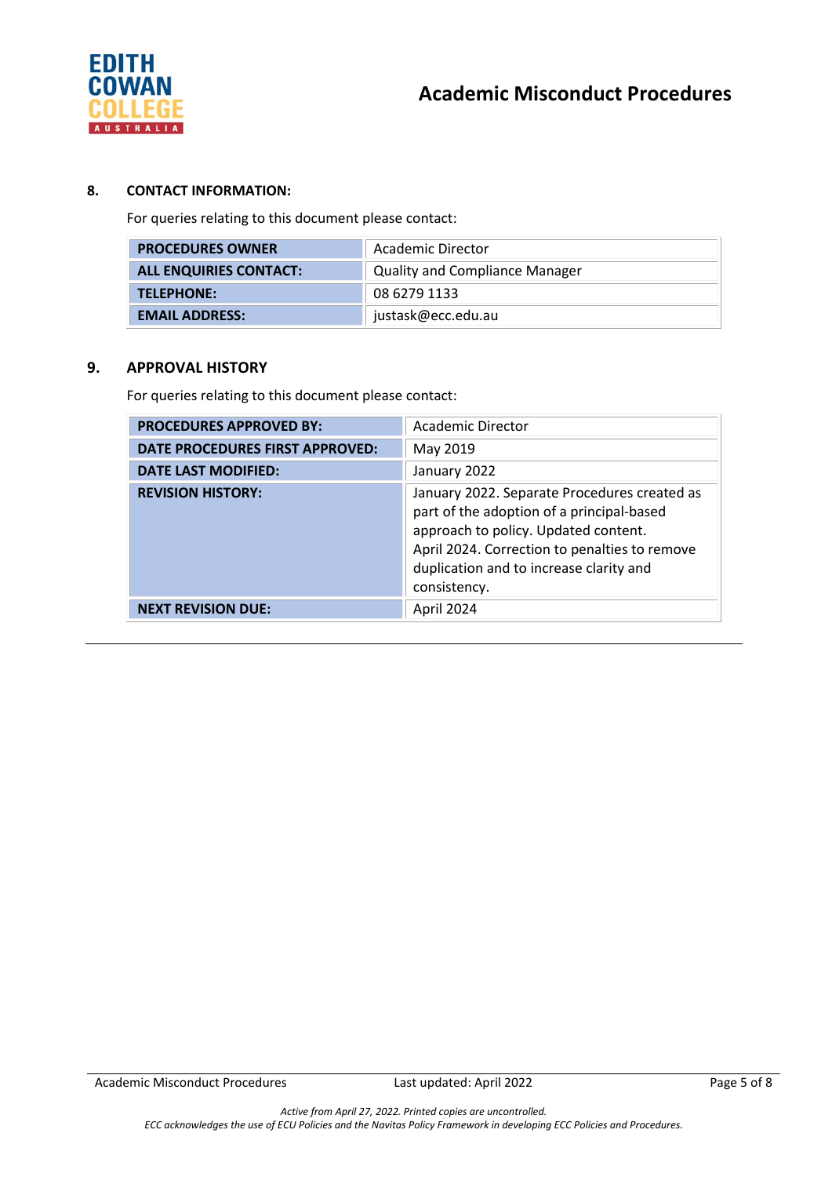## 8. CONTACT INFORMATION:

For queries relating to this document please contact:

| | |
|---|---|
| **PROCEDURES OWNER** | Academic Director |
| **ALL ENQUIRIES CONTACT:** | Quality and Compliance Manager |
| **TELEPHONE:** | 08 6279 1133 |
| **EMAIL ADDRESS:** | justask@ecc.edu.au |

## 9. APPROVAL HISTORY

For queries relating to this document please contact:

| | |
|---|---|
| **PROCEDURES APPROVED BY:** | Academic Director |
| **DATE PROCEDURES FIRST APPROVED:** | May 2019 |
| **DATE LAST MODIFIED:** | January 2022 |
| **REVISION HISTORY:** | January 2022. Separate Procedures created as part of the adoption of a principal-based approach to policy. Updated content.<br>April 2024. Correction to penalties to remove duplication and to increase clarity and consistency. |
| **NEXT REVISION DUE:** | April 2024 |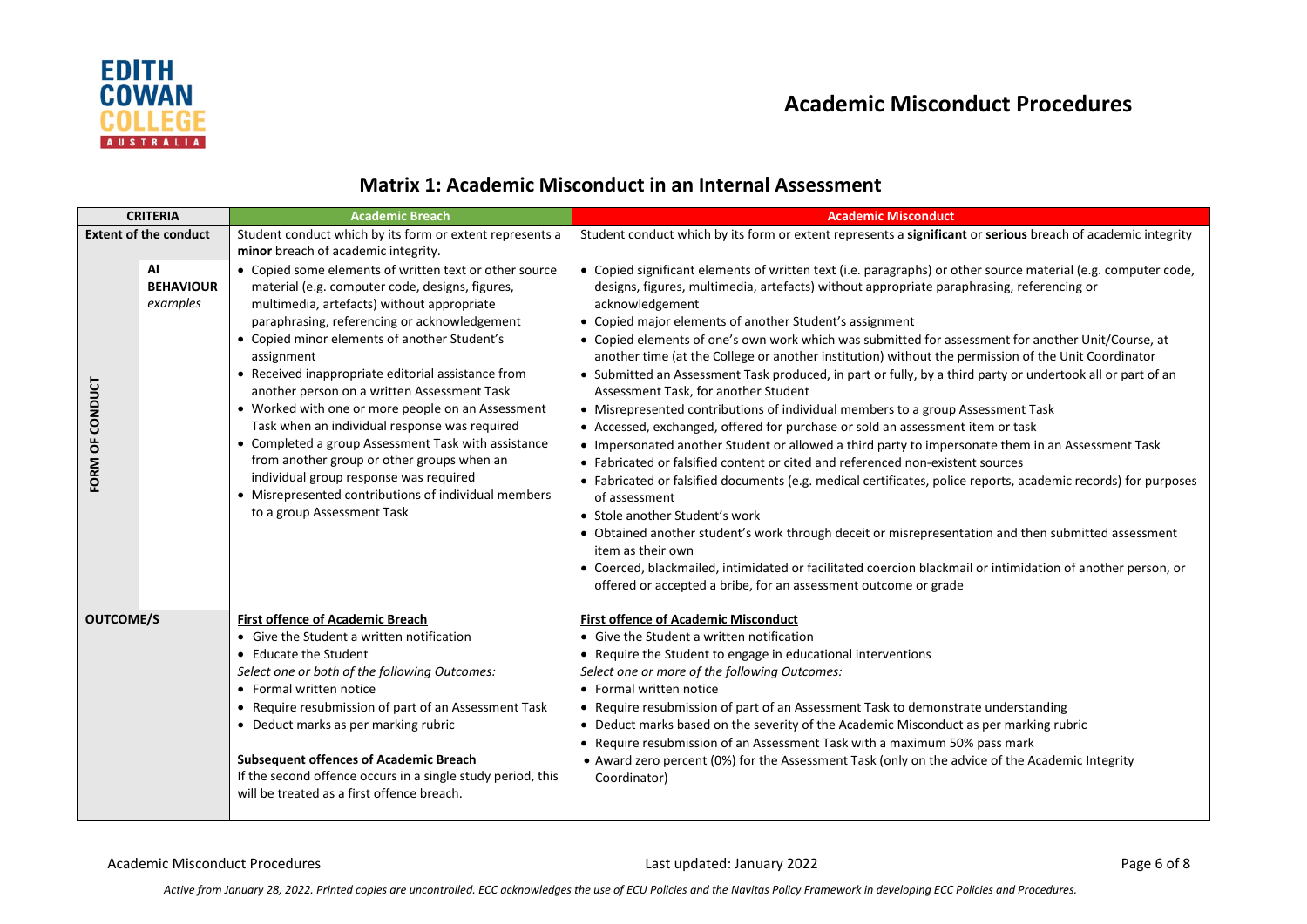# Academic Misconduct Procedures

## Matrix 1: Academic Misconduct in an Internal Assessment

| CRITERIA | | Academic Breach | Academic Misconduct |
|---|---|---|---|
| **Extent of the conduct** | | Student conduct which by its form or extent represents a **minor** breach of academic integrity. | Student conduct which by its form or extent represents a **significant** or **serious** breach of academic integrity |
| **FORM OF CONDUCT** | **AI BEHAVIOUR** *examples* | • Copied some elements of written text or other source material (e.g. computer code, designs, figures, multimedia, artefacts) without appropriate paraphrasing, referencing or acknowledgement<br>• Copied minor elements of another Student's assignment<br>• Received inappropriate editorial assistance from another person on a written Assessment Task<br>• Worked with one or more people on an Assessment Task when an individual response was required<br>• Completed a group Assessment Task with assistance from another group or other groups when an individual group response was required<br>• Misrepresented contributions of individual members to a group Assessment Task | • Copied significant elements of written text (i.e. paragraphs) or other source material (e.g. computer code, designs, figures, multimedia, artefacts) without appropriate paraphrasing, referencing or acknowledgement<br>• Copied major elements of another Student's assignment<br>• Copied elements of one's own work which was submitted for assessment for another Unit/Course, at another time (at the College or another institution) without the permission of the Unit Coordinator<br>• Submitted an Assessment Task produced, in part or fully, by a third party or undertook all or part of an Assessment Task, for another Student<br>• Misrepresented contributions of individual members to a group Assessment Task<br>• Accessed, exchanged, offered for purchase or sold an assessment item or task<br>• Impersonated another Student or allowed a third party to impersonate them in an Assessment Task<br>• Fabricated or falsified content or cited and referenced non-existent sources<br>• Fabricated or falsified documents (e.g. medical certificates, police reports, academic records) for purposes of assessment<br>• Stole another Student's work<br>• Obtained another student's work through deceit or misrepresentation and then submitted assessment item as their own<br>• Coerced, blackmailed, intimidated or facilitated coercion blackmail or intimidation of another person, or offered or accepted a bribe, for an assessment outcome or grade |
| **OUTCOME/S** | | **First offence of Academic Breach**<br>• Give the Student a written notification<br>• Educate the Student<br>*Select one or both of the following Outcomes:*<br>• Formal written notice<br>• Require resubmission of part of an Assessment Task<br>• Deduct marks as per marking rubric<br><br>**Subsequent offences of Academic Breach**<br>If the second offence occurs in a single study period, this will be treated as a first offence breach. | **First offence of Academic Misconduct**<br>• Give the Student a written notification<br>• Require the Student to engage in educational interventions<br>*Select one or more of the following Outcomes:*<br>• Formal written notice<br>• Require resubmission of part of an Assessment Task to demonstrate understanding<br>• Deduct marks based on the severity of the Academic Misconduct as per marking rubric<br>• Require resubmission of an Assessment Task with a maximum 50% pass mark<br>• Award zero percent (0%) for the Assessment Task (only on the advice of the Academic Integrity Coordinator) |

*Active from January 28, 2022. Printed copies are uncontrolled. ECC acknowledges the use of ECU Policies and the Navitas Policy Framework in developing ECC Policies and Procedures.*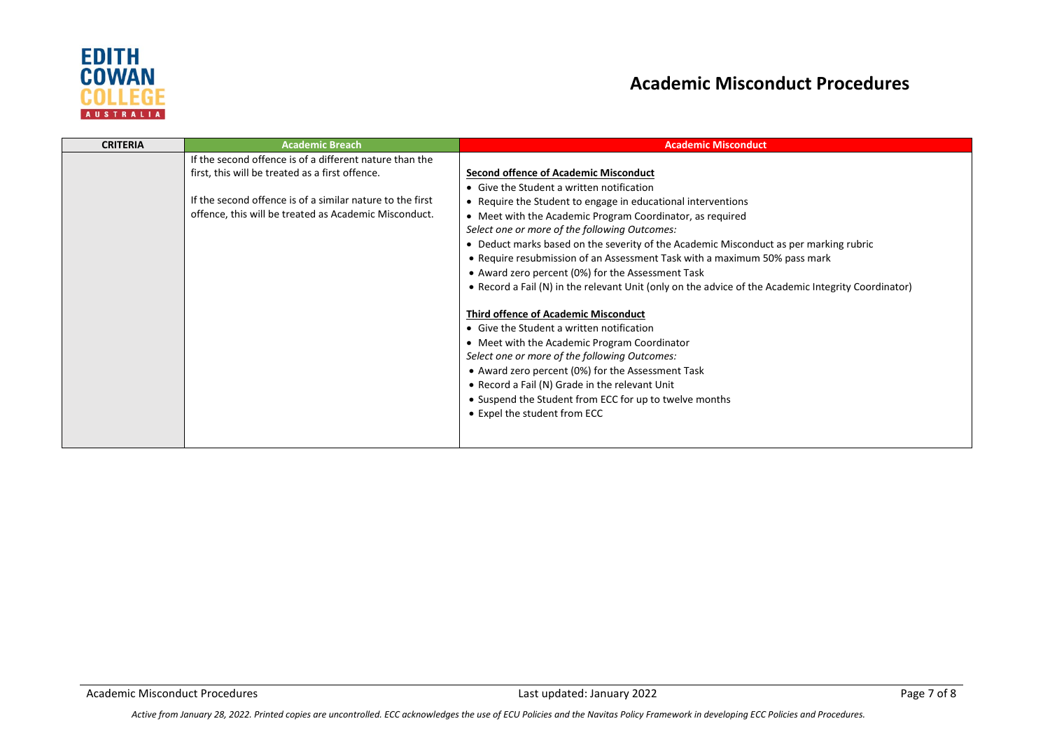| CRITERIA | Academic Breach | Academic Misconduct |
|---|---|---|
| | If the second offence is of a different nature than the first, this will be treated as a first offence.<br><br>If the second offence is of a similar nature to the first offence, this will be treated as Academic Misconduct. | **Second offence of Academic Misconduct**<br>• Give the Student a written notification<br>• Require the Student to engage in educational interventions<br>• Meet with the Academic Program Coordinator, as required<br>*Select one or more of the following Outcomes:*<br>• Deduct marks based on the severity of the Academic Misconduct as per marking rubric<br>• Require resubmission of an Assessment Task with a maximum 50% pass mark<br>• Award zero percent (0%) for the Assessment Task<br>• Record a Fail (N) in the relevant Unit (only on the advice of the Academic Integrity Coordinator)<br><br>**Third offence of Academic Misconduct**<br>• Give the Student a written notification<br>• Meet with the Academic Program Coordinator<br>*Select one or more of the following Outcomes:*<br>• Award zero percent (0%) for the Assessment Task<br>• Record a Fail (N) Grade in the relevant Unit<br>• Suspend the Student from ECC for up to twelve months<br>• Expel the student from ECC |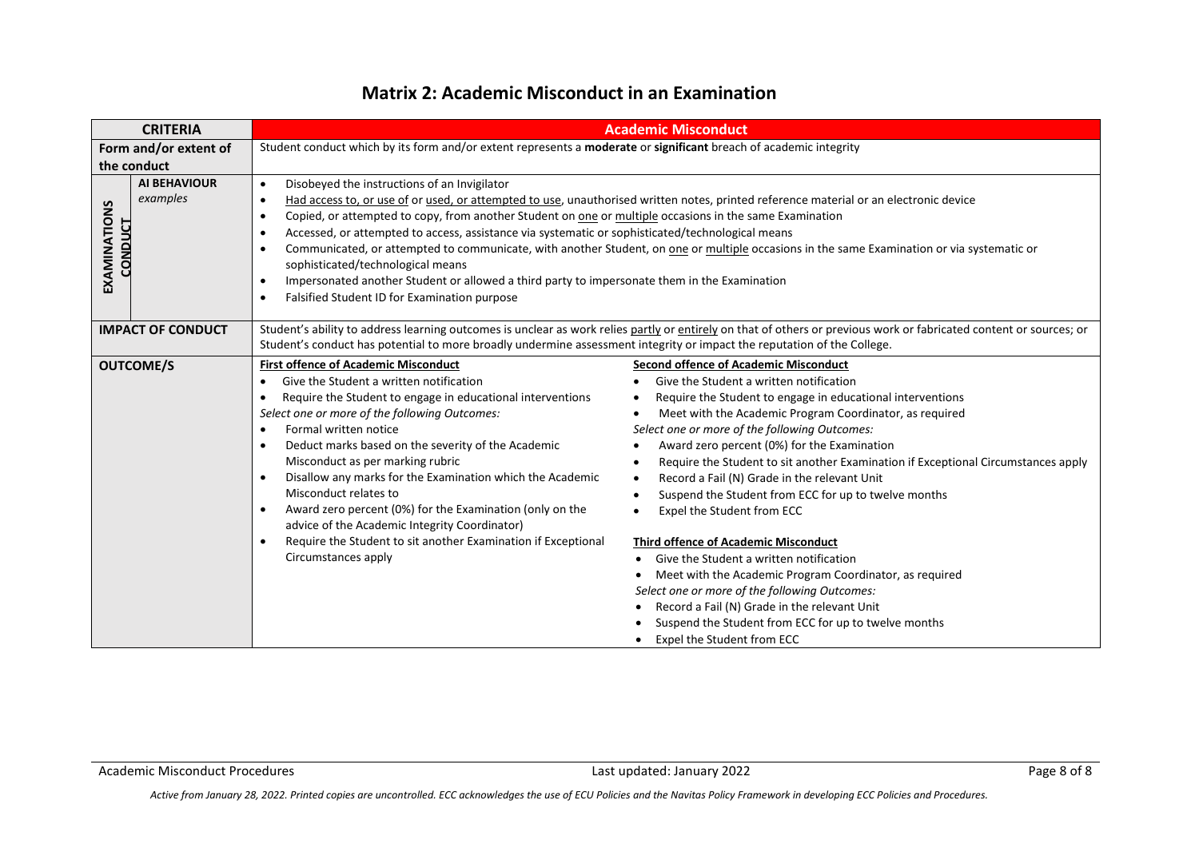## Matrix 2: Academic Misconduct in an Examination

| CRITERIA | | Academic Misconduct | |
|---|---|---|---|
| Form and/or extent of the conduct | | Student conduct which by its form and/or extent represents a **moderate** or **significant** breach of academic integrity | |
| EXAMINATIONS CONDUCT | **AI BEHAVIOUR** *examples* | • Disobeyed the instructions of an Invigilator<br>• Had access to, or use of or used, or attempted to use, unauthorised written notes, printed reference material or an electronic device<br>• Copied, or attempted to copy, from another Student on one or multiple occasions in the same Examination<br>• Accessed, or attempted to access, assistance via systematic or sophisticated/technological means<br>• Communicated, or attempted to communicate, with another Student, on one or multiple occasions in the same Examination or via systematic or sophisticated/technological means<br>• Impersonated another Student or allowed a third party to impersonate them in the Examination<br>• Falsified Student ID for Examination purpose | |
| **IMPACT OF CONDUCT** | | Student's ability to address learning outcomes is unclear as work relies partly or entirely on that of others or previous work or fabricated content or sources; or Student's conduct has potential to more broadly undermine assessment integrity or impact the reputation of the College. | |
| **OUTCOME/S** | | **First offence of Academic Misconduct**<br>• Give the Student a written notification<br>• Require the Student to engage in educational interventions<br>*Select one or more of the following Outcomes:*<br>• Formal written notice<br>• Deduct marks based on the severity of the Academic Misconduct as per marking rubric<br>• Disallow any marks for the Examination which the Academic Misconduct relates to<br>• Award zero percent (0%) for the Examination (only on the advice of the Academic Integrity Coordinator)<br>• Require the Student to sit another Examination if Exceptional Circumstances apply | **Second offence of Academic Misconduct**<br>• Give the Student a written notification<br>• Require the Student to engage in educational interventions<br>• Meet with the Academic Program Coordinator, as required<br>*Select one or more of the following Outcomes:*<br>• Award zero percent (0%) for the Examination<br>• Require the Student to sit another Examination if Exceptional Circumstances apply<br>• Record a Fail (N) Grade in the relevant Unit<br>• Suspend the Student from ECC for up to twelve months<br>• Expel the Student from ECC<br><br>**Third offence of Academic Misconduct**<br>• Give the Student a written notification<br>• Meet with the Academic Program Coordinator, as required<br>*Select one or more of the following Outcomes:*<br>• Record a Fail (N) Grade in the relevant Unit<br>• Suspend the Student from ECC for up to twelve months<br>• Expel the Student from ECC |

*Active from January 28, 2022. Printed copies are uncontrolled. ECC acknowledges the use of ECU Policies and the Navitas Policy Framework in developing ECC Policies and Procedures.*